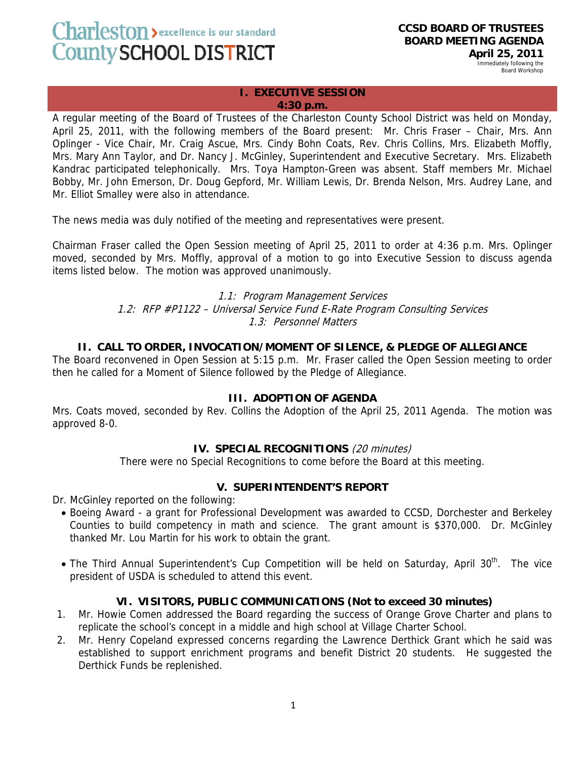Charleston > excellence is our standard
County SCHOOL DISTRICT

**CCSD BOARD OF TRUSTEES**
**BOARD MEETING AGENDA**
**April 25, 2011**
Immediately following the Board Workshop

## I. EXECUTIVE SESSION
**4:30 p.m.**

A regular meeting of the Board of Trustees of the Charleston County School District was held on Monday, April 25, 2011, with the following members of the Board present: Mr. Chris Fraser – Chair, Mrs. Ann Oplinger - Vice Chair, Mr. Craig Ascue, Mrs. Cindy Bohn Coats, Rev. Chris Collins, Mrs. Elizabeth Moffly, Mrs. Mary Ann Taylor, and Dr. Nancy J. McGinley, Superintendent and Executive Secretary. Mrs. Elizabeth Kandrac participated telephonically. Mrs. Toya Hampton-Green was absent. Staff members Mr. Michael Bobby, Mr. John Emerson, Dr. Doug Gepford, Mr. William Lewis, Dr. Brenda Nelson, Mrs. Audrey Lane, and Mr. Elliot Smalley were also in attendance.

The news media was duly notified of the meeting and representatives were present.

Chairman Fraser called the Open Session meeting of April 25, 2011 to order at 4:36 p.m. Mrs. Oplinger moved, seconded by Mrs. Moffly, approval of a motion to go into Executive Session to discuss agenda items listed below. The motion was approved unanimously.

*1.1: Program Management Services*
*1.2: RFP #P1122 – Universal Service Fund E-Rate Program Consulting Services*
*1.3: Personnel Matters*

## II. CALL TO ORDER, INVOCATION/MOMENT OF SILENCE, & PLEDGE OF ALLEGIANCE

The Board reconvened in Open Session at 5:15 p.m. Mr. Fraser called the Open Session meeting to order then he called for a Moment of Silence followed by the Pledge of Allegiance.

## III. ADOPTION OF AGENDA

Mrs. Coats moved, seconded by Rev. Collins the Adoption of the April 25, 2011 Agenda. The motion was approved 8-0.

## IV. SPECIAL RECOGNITIONS *(20 minutes)*

There were no Special Recognitions to come before the Board at this meeting.

## V. SUPERINTENDENT'S REPORT

Dr. McGinley reported on the following:

- Boeing Award - a grant for Professional Development was awarded to CCSD, Dorchester and Berkeley Counties to build competency in math and science. The grant amount is $370,000. Dr. McGinley thanked Mr. Lou Martin for his work to obtain the grant.
- The Third Annual Superintendent's Cup Competition will be held on Saturday, April 30th. The vice president of USDA is scheduled to attend this event.

## VI. VISITORS, PUBLIC COMMUNICATIONS (Not to exceed 30 minutes)

1. Mr. Howie Comen addressed the Board regarding the success of Orange Grove Charter and plans to replicate the school's concept in a middle and high school at Village Charter School.
2. Mr. Henry Copeland expressed concerns regarding the Lawrence Derthick Grant which he said was established to support enrichment programs and benefit District 20 students. He suggested the Derthick Funds be replenished.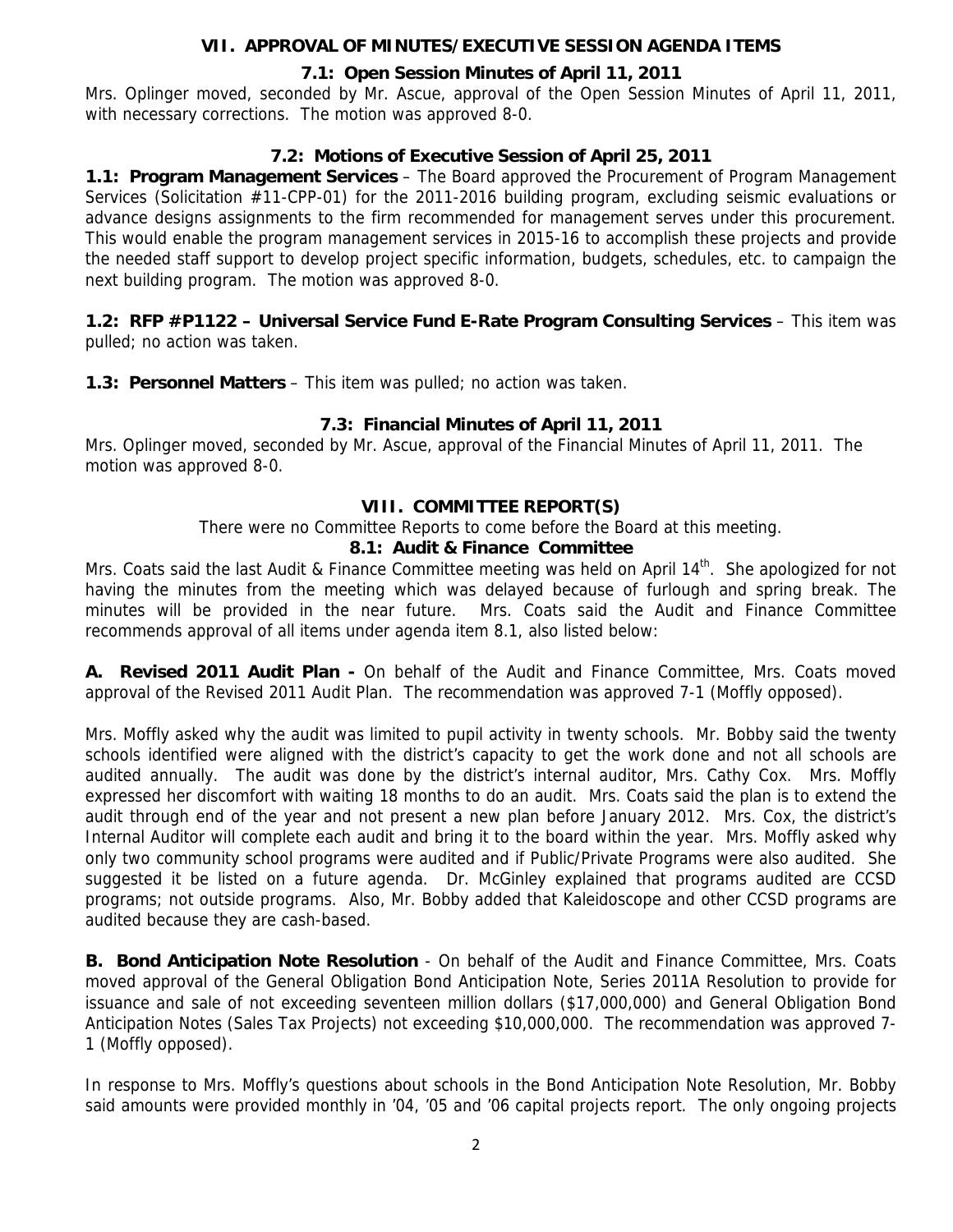## VII. APPROVAL OF MINUTES/EXECUTIVE SESSION AGENDA ITEMS

### 7.1: Open Session Minutes of April 11, 2011

Mrs. Oplinger moved, seconded by Mr. Ascue, approval of the Open Session Minutes of April 11, 2011, with necessary corrections. The motion was approved 8-0.

### 7.2: Motions of Executive Session of April 25, 2011

**1.1: Program Management Services** – The Board approved the Procurement of Program Management Services (Solicitation #11-CPP-01) for the 2011-2016 building program, excluding seismic evaluations or advance designs assignments to the firm recommended for management serves under this procurement. This would enable the program management services in 2015-16 to accomplish these projects and provide the needed staff support to develop project specific information, budgets, schedules, etc. to campaign the next building program. The motion was approved 8-0.

**1.2: RFP #P1122 – Universal Service Fund E-Rate Program Consulting Services** – This item was pulled; no action was taken.

**1.3: Personnel Matters** – This item was pulled; no action was taken.

### 7.3: Financial Minutes of April 11, 2011

Mrs. Oplinger moved, seconded by Mr. Ascue, approval of the Financial Minutes of April 11, 2011. The motion was approved 8-0.

## VIII. COMMITTEE REPORT(S)

There were no Committee Reports to come before the Board at this meeting.

### 8.1: Audit & Finance Committee

Mrs. Coats said the last Audit & Finance Committee meeting was held on April 14th. She apologized for not having the minutes from the meeting which was delayed because of furlough and spring break. The minutes will be provided in the near future. Mrs. Coats said the Audit and Finance Committee recommends approval of all items under agenda item 8.1, also listed below:

**A. Revised 2011 Audit Plan -** On behalf of the Audit and Finance Committee, Mrs. Coats moved approval of the Revised 2011 Audit Plan. The recommendation was approved 7-1 (Moffly opposed).

Mrs. Moffly asked why the audit was limited to pupil activity in twenty schools. Mr. Bobby said the twenty schools identified were aligned with the district's capacity to get the work done and not all schools are audited annually. The audit was done by the district's internal auditor, Mrs. Cathy Cox. Mrs. Moffly expressed her discomfort with waiting 18 months to do an audit. Mrs. Coats said the plan is to extend the audit through end of the year and not present a new plan before January 2012. Mrs. Cox, the district's Internal Auditor will complete each audit and bring it to the board within the year. Mrs. Moffly asked why only two community school programs were audited and if Public/Private Programs were also audited. She suggested it be listed on a future agenda. Dr. McGinley explained that programs audited are CCSD programs; not outside programs. Also, Mr. Bobby added that Kaleidoscope and other CCSD programs are audited because they are cash-based.

**B. Bond Anticipation Note Resolution** - On behalf of the Audit and Finance Committee, Mrs. Coats moved approval of the General Obligation Bond Anticipation Note, Series 2011A Resolution to provide for issuance and sale of not exceeding seventeen million dollars ($17,000,000) and General Obligation Bond Anticipation Notes (Sales Tax Projects) not exceeding $10,000,000. The recommendation was approved 7-1 (Moffly opposed).

In response to Mrs. Moffly's questions about schools in the Bond Anticipation Note Resolution, Mr. Bobby said amounts were provided monthly in '04, '05 and '06 capital projects report. The only ongoing projects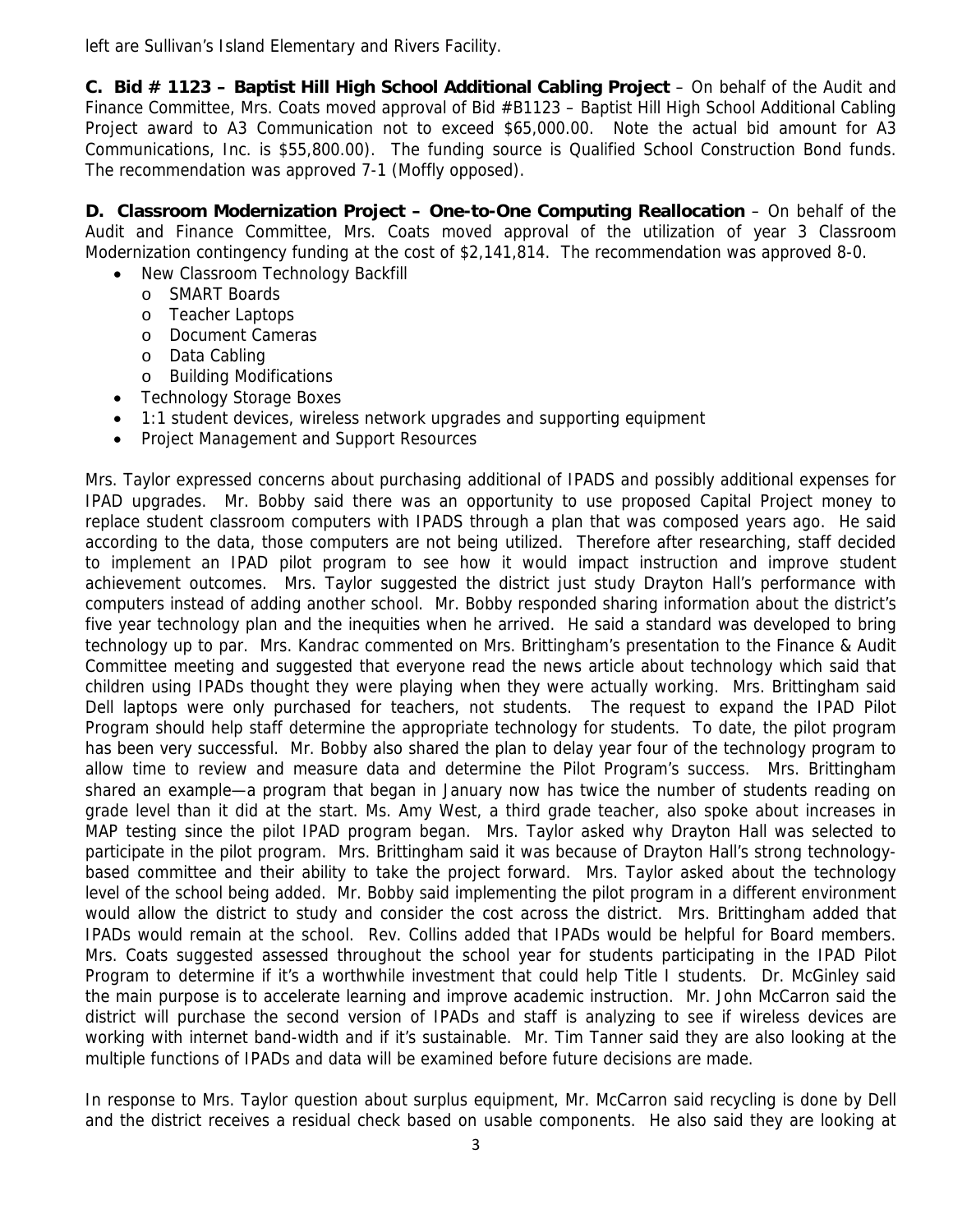left are Sullivan's Island Elementary and Rivers Facility.

**C. Bid # 1123 – Baptist Hill High School Additional Cabling Project** – On behalf of the Audit and Finance Committee, Mrs. Coats moved approval of Bid #B1123 – Baptist Hill High School Additional Cabling Project award to A3 Communication not to exceed $65,000.00. Note the actual bid amount for A3 Communications, Inc. is $55,800.00). The funding source is Qualified School Construction Bond funds. The recommendation was approved 7-1 (Moffly opposed).

**D. Classroom Modernization Project – One-to-One Computing Reallocation** – On behalf of the Audit and Finance Committee, Mrs. Coats moved approval of the utilization of year 3 Classroom Modernization contingency funding at the cost of $2,141,814. The recommendation was approved 8-0.

- New Classroom Technology Backfill
  - SMART Boards
  - Teacher Laptops
  - Document Cameras
  - Data Cabling
  - Building Modifications
- Technology Storage Boxes
- 1:1 student devices, wireless network upgrades and supporting equipment
- Project Management and Support Resources

Mrs. Taylor expressed concerns about purchasing additional of IPADS and possibly additional expenses for IPAD upgrades. Mr. Bobby said there was an opportunity to use proposed Capital Project money to replace student classroom computers with IPADS through a plan that was composed years ago. He said according to the data, those computers are not being utilized. Therefore after researching, staff decided to implement an IPAD pilot program to see how it would impact instruction and improve student achievement outcomes. Mrs. Taylor suggested the district just study Drayton Hall's performance with computers instead of adding another school. Mr. Bobby responded sharing information about the district's five year technology plan and the inequities when he arrived. He said a standard was developed to bring technology up to par. Mrs. Kandrac commented on Mrs. Brittingham's presentation to the Finance & Audit Committee meeting and suggested that everyone read the news article about technology which said that children using IPADs thought they were playing when they were actually working. Mrs. Brittingham said Dell laptops were only purchased for teachers, not students. The request to expand the IPAD Pilot Program should help staff determine the appropriate technology for students. To date, the pilot program has been very successful. Mr. Bobby also shared the plan to delay year four of the technology program to allow time to review and measure data and determine the Pilot Program's success. Mrs. Brittingham shared an example—a program that began in January now has twice the number of students reading on grade level than it did at the start. Ms. Amy West, a third grade teacher, also spoke about increases in MAP testing since the pilot IPAD program began. Mrs. Taylor asked why Drayton Hall was selected to participate in the pilot program. Mrs. Brittingham said it was because of Drayton Hall's strong technology-based committee and their ability to take the project forward. Mrs. Taylor asked about the technology level of the school being added. Mr. Bobby said implementing the pilot program in a different environment would allow the district to study and consider the cost across the district. Mrs. Brittingham added that IPADs would remain at the school. Rev. Collins added that IPADs would be helpful for Board members. Mrs. Coats suggested assessed throughout the school year for students participating in the IPAD Pilot Program to determine if it's a worthwhile investment that could help Title I students. Dr. McGinley said the main purpose is to accelerate learning and improve academic instruction. Mr. John McCarron said the district will purchase the second version of IPADs and staff is analyzing to see if wireless devices are working with internet band-width and if it's sustainable. Mr. Tim Tanner said they are also looking at the multiple functions of IPADs and data will be examined before future decisions are made.

In response to Mrs. Taylor question about surplus equipment, Mr. McCarron said recycling is done by Dell and the district receives a residual check based on usable components. He also said they are looking at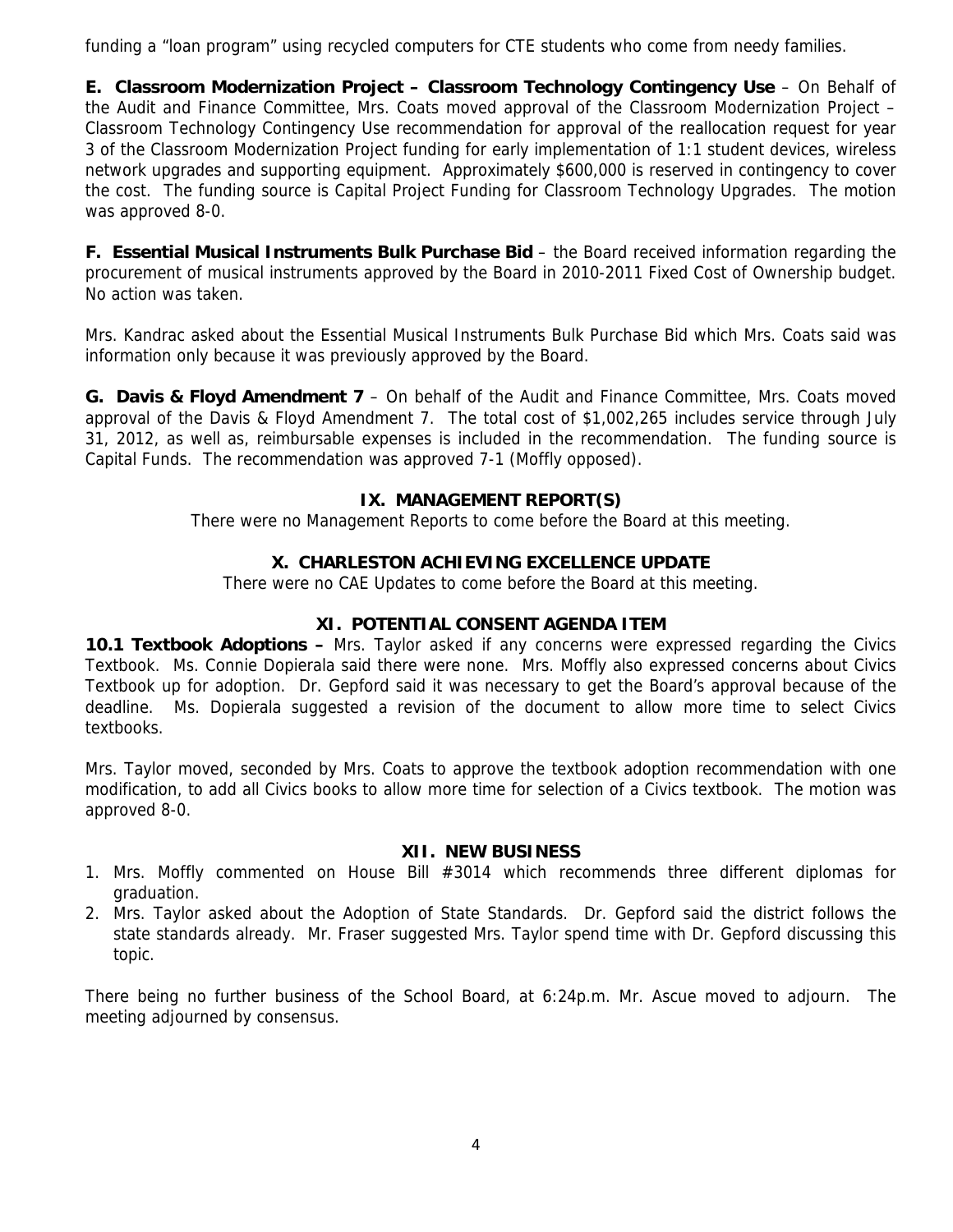funding a "loan program" using recycled computers for CTE students who come from needy families.

**E. Classroom Modernization Project – Classroom Technology Contingency Use** – On Behalf of the Audit and Finance Committee, Mrs. Coats moved approval of the Classroom Modernization Project – Classroom Technology Contingency Use recommendation for approval of the reallocation request for year 3 of the Classroom Modernization Project funding for early implementation of 1:1 student devices, wireless network upgrades and supporting equipment. Approximately $600,000 is reserved in contingency to cover the cost. The funding source is Capital Project Funding for Classroom Technology Upgrades. The motion was approved 8-0.

**F. Essential Musical Instruments Bulk Purchase Bid** – the Board received information regarding the procurement of musical instruments approved by the Board in 2010-2011 Fixed Cost of Ownership budget. No action was taken.

Mrs. Kandrac asked about the Essential Musical Instruments Bulk Purchase Bid which Mrs. Coats said was information only because it was previously approved by the Board.

**G. Davis & Floyd Amendment 7** – On behalf of the Audit and Finance Committee, Mrs. Coats moved approval of the Davis & Floyd Amendment 7. The total cost of $1,002,265 includes service through July 31, 2012, as well as, reimbursable expenses is included in the recommendation. The funding source is Capital Funds. The recommendation was approved 7-1 (Moffly opposed).

## IX. MANAGEMENT REPORT(S)

There were no Management Reports to come before the Board at this meeting.

## X. CHARLESTON ACHIEVING EXCELLENCE UPDATE

There were no CAE Updates to come before the Board at this meeting.

## XI. POTENTIAL CONSENT AGENDA ITEM

**10.1 Textbook Adoptions –** Mrs. Taylor asked if any concerns were expressed regarding the Civics Textbook. Ms. Connie Dopierala said there were none. Mrs. Moffly also expressed concerns about Civics Textbook up for adoption. Dr. Gepford said it was necessary to get the Board's approval because of the deadline. Ms. Dopierala suggested a revision of the document to allow more time to select Civics textbooks.

Mrs. Taylor moved, seconded by Mrs. Coats to approve the textbook adoption recommendation with one modification, to add all Civics books to allow more time for selection of a Civics textbook. The motion was approved 8-0.

## XII. NEW BUSINESS

1. Mrs. Moffly commented on House Bill #3014 which recommends three different diplomas for graduation.
2. Mrs. Taylor asked about the Adoption of State Standards. Dr. Gepford said the district follows the state standards already. Mr. Fraser suggested Mrs. Taylor spend time with Dr. Gepford discussing this topic.

There being no further business of the School Board, at 6:24p.m. Mr. Ascue moved to adjourn. The meeting adjourned by consensus.